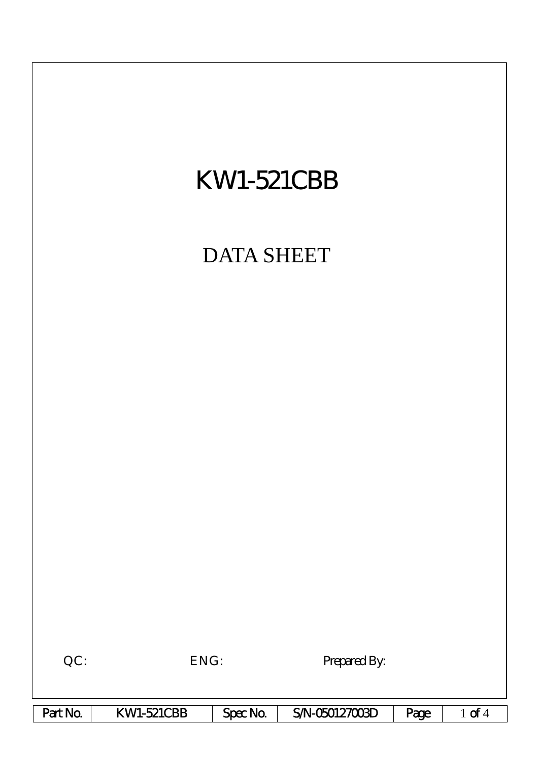# KW1-521CBB

## DATA SHEET

QC: ENG: Prepared By:

| Part No. | KW1-521CBB | Spec No. | S/N-050127003D |
|---|---|---|---|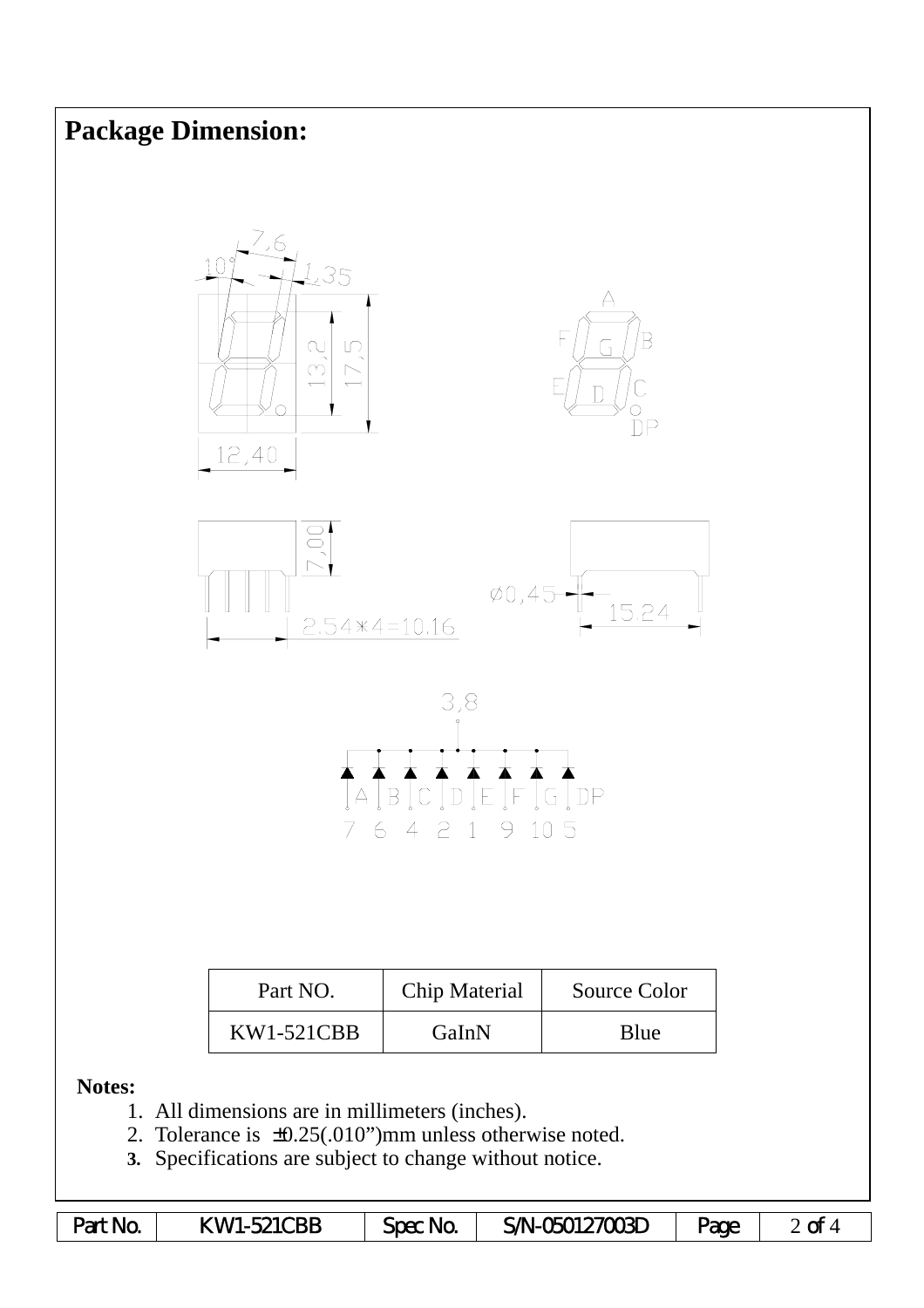## Package Dimension:

7,6

10°

1,35

13,2

17,5

12,40

A

F G B

E D C

DP

7,00

2.54\*4=10.16

∅0,45

15.24

3,8

A B C D E F G DP

7 6 4 2 1 9 10 5

| Part NO. | Chip Material | Source Color |
|---|---|---|
| KW1-521CBB | GaInN | Blue |

**Notes:**

1. All dimensions are in millimeters (inches).
2. Tolerance is ±0.25(.010")mm unless otherwise noted.
3. Specifications are subject to change without notice.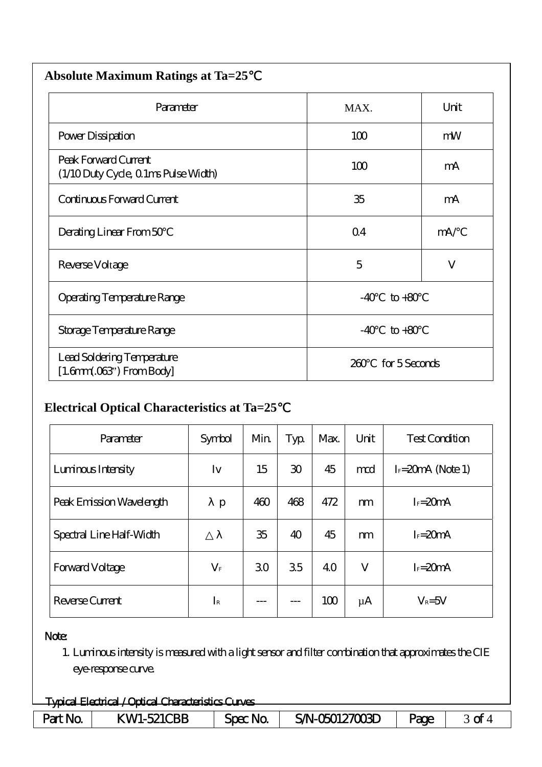## Absolute Maximum Ratings at Ta=25℃

| Parameter | MAX. | Unit |
|---|---|---|
| Power Dissipation | 100 | mW |
| Peak Forward Current (1/10 Duty Cycle, 0.1ms Pulse Width) | 100 | mA |
| Continuous Forward Current | 35 | mA |
| Derating Linear From 50°C | 0.4 | mA/°C |
| Reverse Voltage | 5 | V |
| Operating Temperature Range | -40°C to +80°C | |
| Storage Temperature Range | -40°C to +80°C | |
| Lead Soldering Temperature [1.6mm(.063") From Body] | 260°C for 5 Seconds | |

## Electrical Optical Characteristics at Ta=25℃

| Parameter | Symbol | Min. | Typ. | Max. | Unit | Test Condition |
|---|---|---|---|---|---|---|
| Luminous Intensity | Iv | 15 | 30 | 45 | mcd | $I_F$=20mA (Note 1) |
| Peak Emission Wavelength | $\lambda p$ | 460 | 468 | 472 | nm | $I_F$=20mA |
| Spectral Line Half-Width | $\triangle\lambda$ | 35 | 40 | 45 | nm | $I_F$=20mA |
| Forward Voltage | $V_F$ | 3.0 | 3.5 | 4.0 | V | $I_F$=20mA |
| Reverse Current | $I_R$ | --- | --- | 100 | μA | $V_R$=5V |

Note:

1. Luminous intensity is measured with a light sensor and filter combination that approximates the CIE eye-response curve.

Typical Electrical / Optical Characteristics Curves

| Part No. | KW1-521CBB | Spec No. | S/N-050127003D |
|---|---|---|---|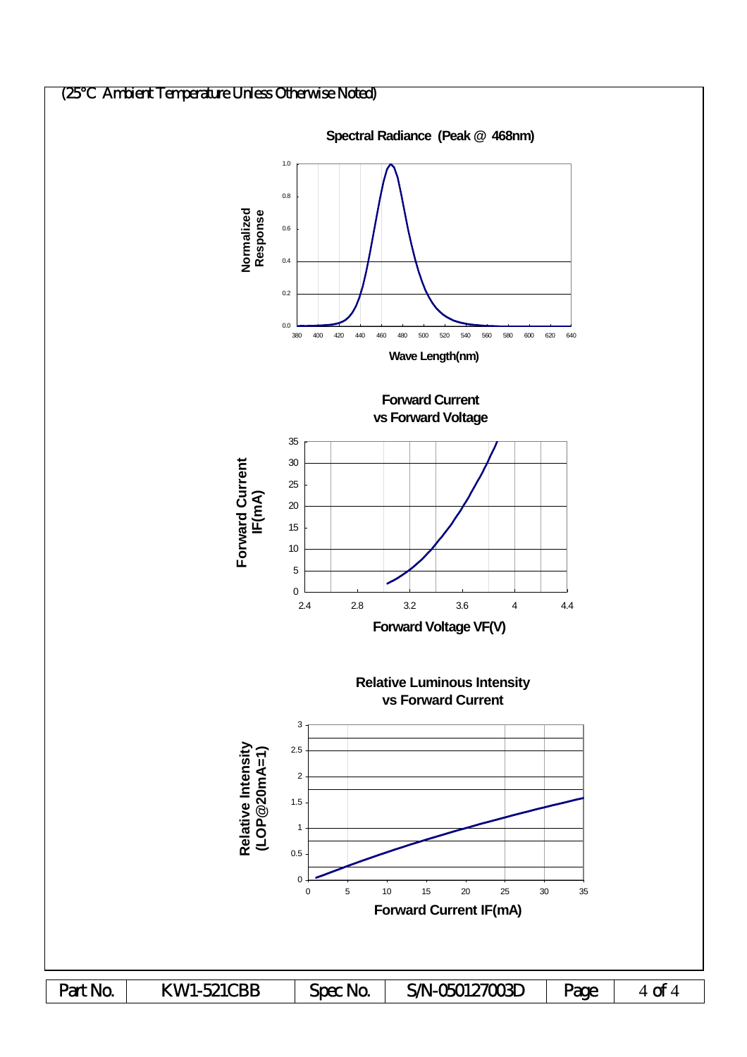(25°C Ambient Temperature Unless Otherwise Noted)

**Spectral Radiance (Peak @ 468nm)**

Normalized Response

1.0
0.8
0.6
0.4
0.2
0.0

380 400 420 440 460 480 500 520 540 560 580 600 620 640

Wave Length(nm)

**Forward Current vs Forward Voltage**

Forward Current IF(mA)

35
30
25
20
15
10
5
0

2.4 2.8 3.2 3.6 4 4.4

Forward Voltage VF(V)

**Relative Luminous Intensity vs Forward Current**

Relative Intensity (LOP@20mA=1)

3
2.5
2
1.5
1
0.5
0

0 5 10 15 20 25 30 35

Forward Current IF(mA)

| Part No. | KW1-521CBB | Spec No. | S/N-050127003D |
| --- | --- | --- | --- |